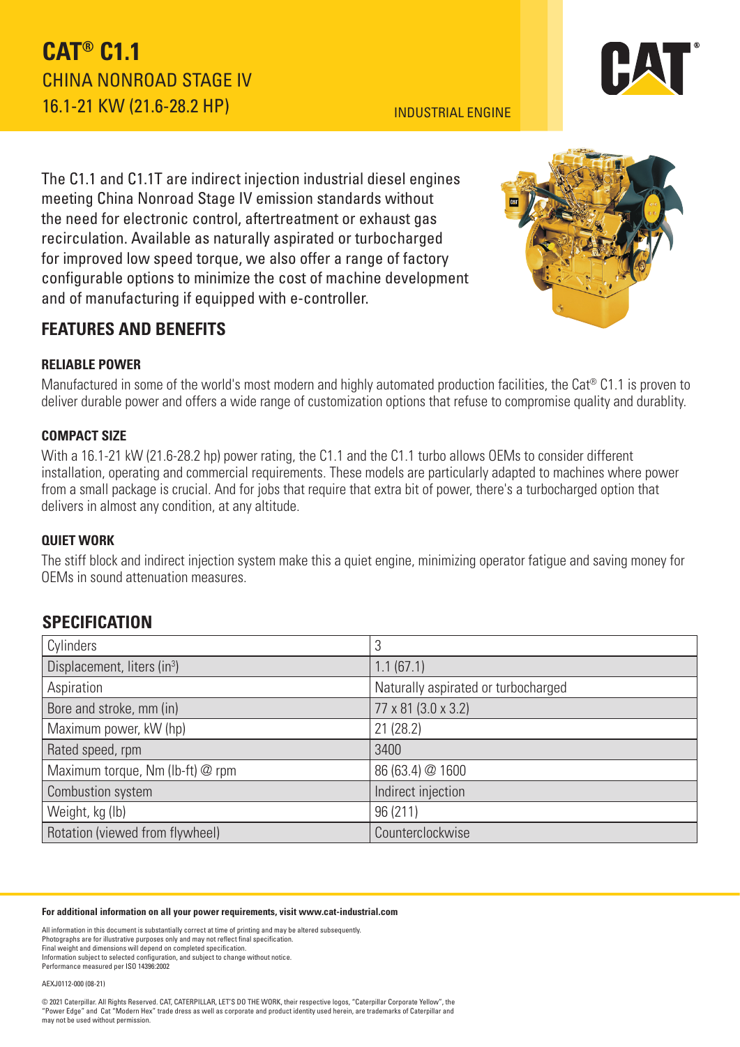# CAT® C1.1

## CHINA NONROAD STAGE IV

## 16.1-21 KW (21.6-28.2 HP)

INDUSTRIAL ENGINE

The C1.1 and C1.1T are indirect injection industrial diesel engines meeting China Nonroad Stage IV emission standards without the need for electronic control, aftertreatment or exhaust gas recirculation. Available as naturally aspirated or turbocharged for improved low speed torque, we also offer a range of factory configurable options to minimize the cost of machine development and of manufacturing if equipped with e-controller.

## FEATURES AND BENEFITS

### RELIABLE POWER

Manufactured in some of the world's most modern and highly automated production facilities, the Cat® C1.1 is proven to deliver durable power and offers a wide range of customization options that refuse to compromise quality and durablity.

### COMPACT SIZE

With a 16.1-21 kW (21.6-28.2 hp) power rating, the C1.1 and the C1.1 turbo allows OEMs to consider different installation, operating and commercial requirements. These models are particularly adapted to machines where power from a small package is crucial. And for jobs that require that extra bit of power, there's a turbocharged option that delivers in almost any condition, at any altitude.

### QUIET WORK

The stiff block and indirect injection system make this a quiet engine, minimizing operator fatigue and saving money for OEMs in sound attenuation measures.

## SPECIFICATION

| | |
|---|---|
| Cylinders | 3 |
| Displacement, liters (in³) | 1.1 (67.1) |
| Aspiration | Naturally aspirated or turbocharged |
| Bore and stroke, mm (in) | 77 x 81 (3.0 x 3.2) |
| Maximum power, kW (hp) | 21 (28.2) |
| Rated speed, rpm | 3400 |
| Maximum torque, Nm (lb-ft) @ rpm | 86 (63.4) @ 1600 |
| Combustion system | Indirect injection |
| Weight, kg (lb) | 96 (211) |
| Rotation (viewed from flywheel) | Counterclockwise |

**For additional information on all your power requirements, visit www.cat-industrial.com**

All information in this document is substantially correct at time of printing and may be altered subsequently.
Photographs are for illustrative purposes only and may not reflect final specification.
Final weight and dimensions will depend on completed specification.
Information subject to selected configuration, and subject to change without notice.
Performance measured per ISO 14396:2002

AEXJ0112-000 (08-21)

© 2021 Caterpillar. All Rights Reserved. CAT, CATERPILLAR, LET'S DO THE WORK, their respective logos, "Caterpillar Corporate Yellow", the "Power Edge" and Cat "Modern Hex" trade dress as well as corporate and product identity used herein, are trademarks of Caterpillar and may not be used without permission.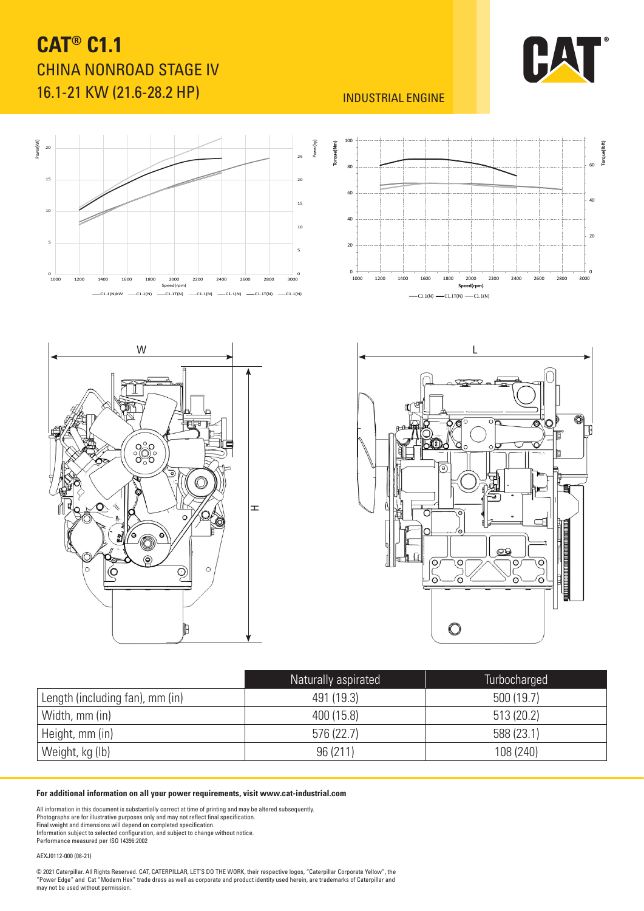# CAT® C1.1

## CHINA NONROAD STAGE IV

## 16.1-21 KW (21.6-28.2 HP)

INDUSTRIAL ENGINE

Power(kW)
Power(hp)
0 5 10 15 20
0 5 10 15 20 25
1000 1200 1400 1600 1800 2000 2200 2400 2600 2800 3000
Speed(rpm)
C1.1(N)kW C1.1(N) C1.1T(N) C1.1(N) C1.1(N) C1.1T(N) C1.1(N)

Torque(Nm)
Torque(lbft)
0 20 40 60 80 100
0 20 40 60
1000 1200 1400 1600 1800 2000 2200 2400 2600 2800 3000
Speed(rpm)
C1.1(N) C1.1T(N) C1.1(N)

W
H
L

| | Naturally aspirated | Turbocharged |
|---|---|---|
| Length (including fan), mm (in) | 491 (19.3) | 500 (19.7) |
| Width, mm (in) | 400 (15.8) | 513 (20.2) |
| Height, mm (in) | 576 (22.7) | 588 (23.1) |
| Weight, kg (lb) | 96 (211) | 108 (240) |

**For additional information on all your power requirements, visit www.cat-industrial.com**

All information in this document is substantially correct at time of printing and may be altered subsequently.
Photographs are for illustrative purposes only and may not reflect final specification.
Final weight and dimensions will depend on completed specification.
Information subject to selected configuration, and subject to change without notice.
Performance measured per ISO 14396:2002

AEXJ0112-000 (08-21)

© 2021 Caterpillar. All Rights Reserved. CAT, CATERPILLAR, LET'S DO THE WORK, their respective logos, "Caterpillar Corporate Yellow", the "Power Edge" and Cat "Modern Hex" trade dress as well as corporate and product identity used herein, are trademarks of Caterpillar and may not be used without permission.